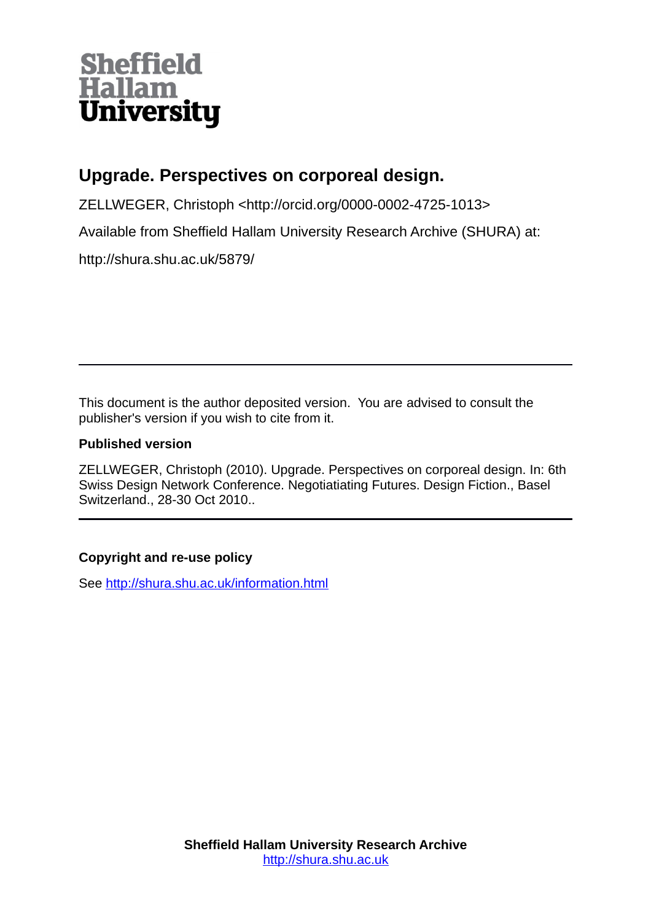Sheffield Hallam University

# Upgrade. Perspectives on corporeal design.

ZELLWEGER, Christoph <http://orcid.org/0000-0002-4725-1013>

Available from Sheffield Hallam University Research Archive (SHURA) at:

http://shura.shu.ac.uk/5879/

---

This document is the author deposited version. You are advised to consult the publisher's version if you wish to cite from it.

**Published version**

ZELLWEGER, Christoph (2010). Upgrade. Perspectives on corporeal design. In: 6th Swiss Design Network Conference. Negotiatiating Futures. Design Fiction., Basel Switzerland., 28-30 Oct 2010..

---

**Copyright and re-use policy**

See http://shura.shu.ac.uk/information.html

**Sheffield Hallam University Research Archive**
http://shura.shu.ac.uk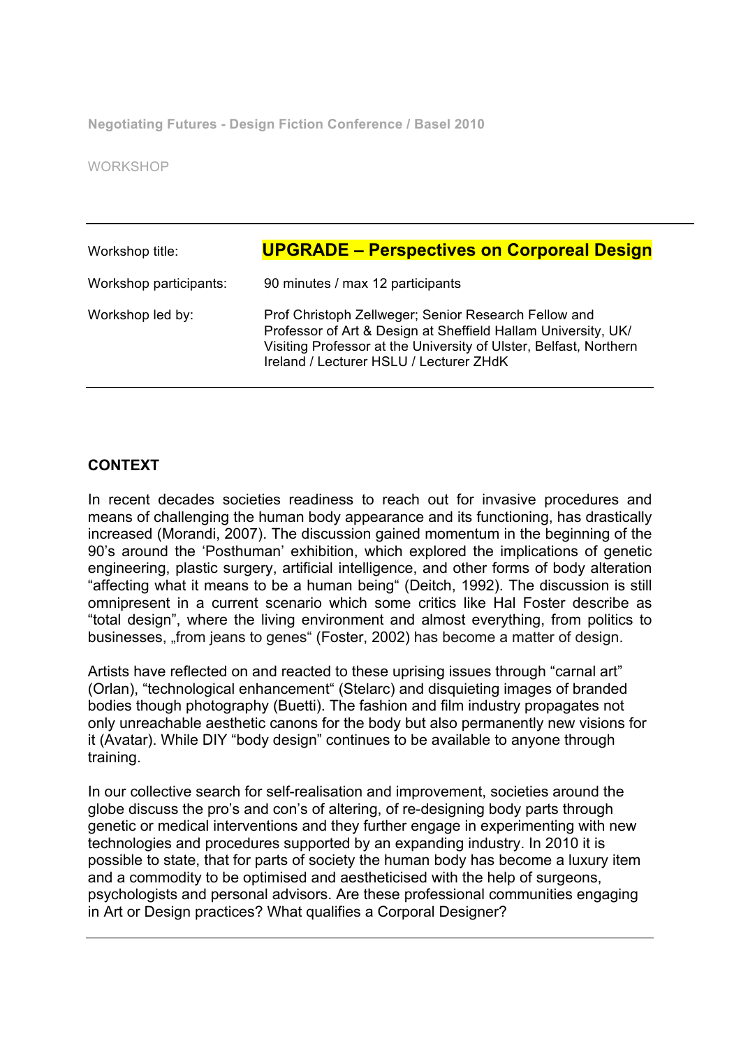Negotiating Futures - Design Fiction Conference / Basel 2010

WORKSHOP

| | |
|---|---|
| Workshop title: | **UPGRADE – Perspectives on Corporeal Design** |
| Workshop participants: | 90 minutes / max 12 participants |
| Workshop led by: | Prof Christoph Zellweger; Senior Research Fellow and Professor of Art & Design at Sheffield Hallam University, UK/ Visiting Professor at the University of Ulster, Belfast, Northern Ireland / Lecturer HSLU / Lecturer ZHdK |

## CONTEXT

In recent decades societies readiness to reach out for invasive procedures and means of challenging the human body appearance and its functioning, has drastically increased (Morandi, 2007). The discussion gained momentum in the beginning of the 90's around the 'Posthuman' exhibition, which explored the implications of genetic engineering, plastic surgery, artificial intelligence, and other forms of body alteration "affecting what it means to be a human being" (Deitch, 1992). The discussion is still omnipresent in a current scenario which some critics like Hal Foster describe as "total design", where the living environment and almost everything, from politics to businesses, „from jeans to genes" (Foster, 2002) has become a matter of design.

Artists have reflected on and reacted to these uprising issues through "carnal art" (Orlan), "technological enhancement" (Stelarc) and disquieting images of branded bodies though photography (Buetti). The fashion and film industry propagates not only unreachable aesthetic canons for the body but also permanently new visions for it (Avatar). While DIY "body design" continues to be available to anyone through training.

In our collective search for self-realisation and improvement, societies around the globe discuss the pro's and con's of altering, of re-designing body parts through genetic or medical interventions and they further engage in experimenting with new technologies and procedures supported by an expanding industry. In 2010 it is possible to state, that for parts of society the human body has become a luxury item and a commodity to be optimised and aestheticised with the help of surgeons, psychologists and personal advisors. Are these professional communities engaging in Art or Design practices? What qualifies a Corporal Designer?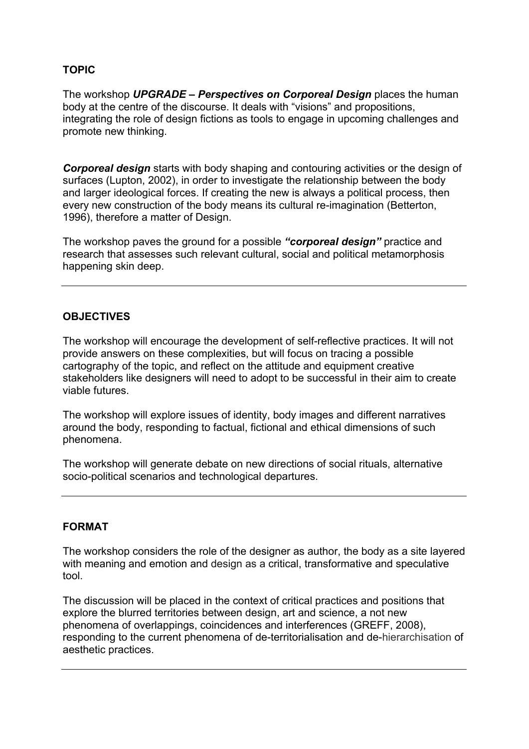## TOPIC

The workshop ***UPGRADE – Perspectives on Corporeal Design*** places the human body at the centre of the discourse. It deals with "visions" and propositions, integrating the role of design fictions as tools to engage in upcoming challenges and promote new thinking.

***Corporeal design*** starts with body shaping and contouring activities or the design of surfaces (Lupton, 2002), in order to investigate the relationship between the body and larger ideological forces. If creating the new is always a political process, then every new construction of the body means its cultural re-imagination (Betterton, 1996), therefore a matter of Design.

The workshop paves the ground for a possible ***"corporeal design"*** practice and research that assesses such relevant cultural, social and political metamorphosis happening skin deep.

---

## OBJECTIVES

The workshop will encourage the development of self-reflective practices. It will not provide answers on these complexities, but will focus on tracing a possible cartography of the topic, and reflect on the attitude and equipment creative stakeholders like designers will need to adopt to be successful in their aim to create viable futures.

The workshop will explore issues of identity, body images and different narratives around the body, responding to factual, fictional and ethical dimensions of such phenomena.

The workshop will generate debate on new directions of social rituals, alternative socio-political scenarios and technological departures.

---

## FORMAT

The workshop considers the role of the designer as author, the body as a site layered with meaning and emotion and design as a critical, transformative and speculative tool.

The discussion will be placed in the context of critical practices and positions that explore the blurred territories between design, art and science, a not new phenomena of overlappings, coincidences and interferences (GREFF, 2008), responding to the current phenomena of de-territorialisation and de-hierarchisation of aesthetic practices.

---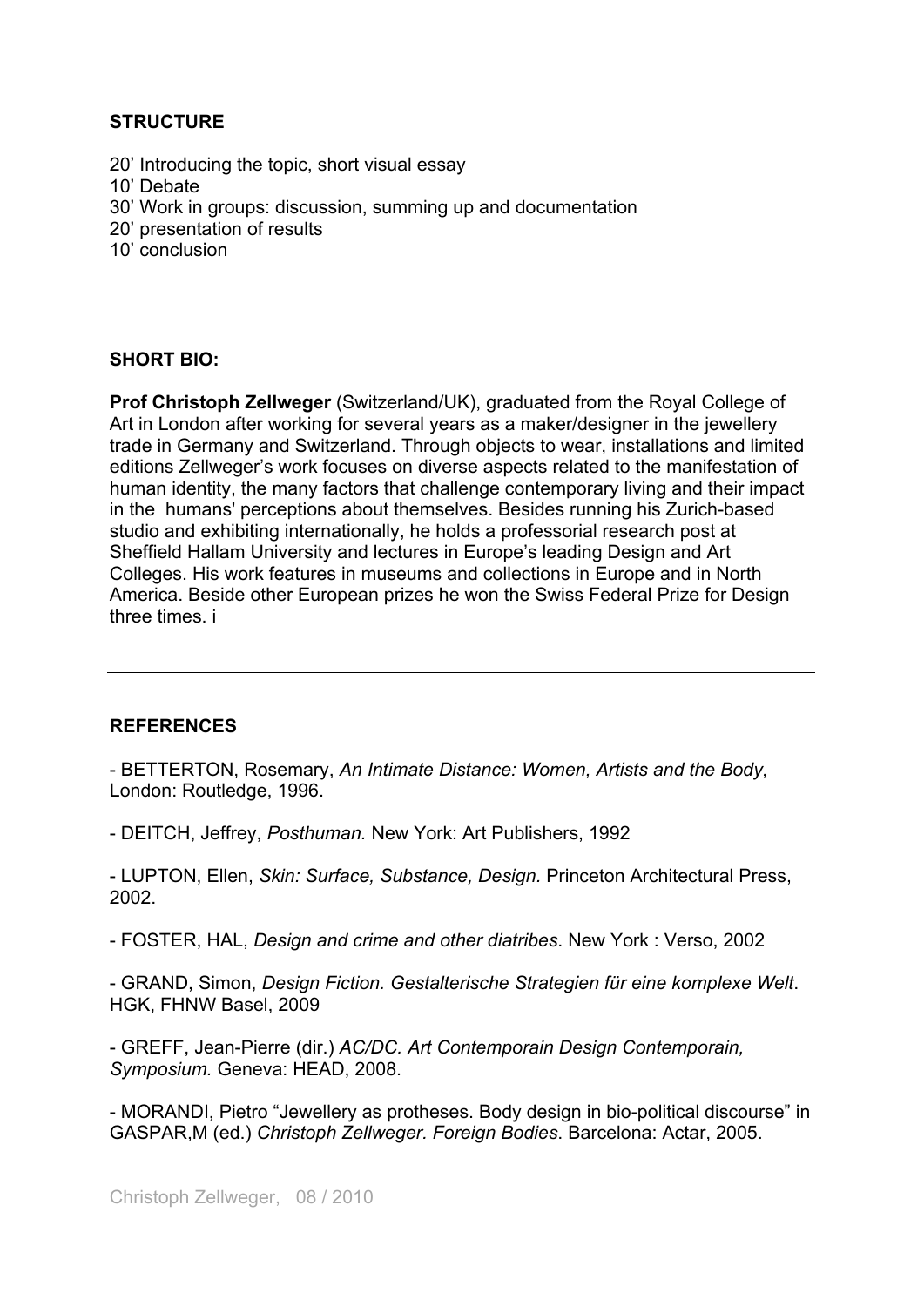**STRUCTURE**

20' Introducing the topic, short visual essay
10' Debate
30' Work in groups: discussion, summing up and documentation
20' presentation of results
10' conclusion

---

**SHORT BIO:**

**Prof Christoph Zellweger** (Switzerland/UK), graduated from the Royal College of Art in London after working for several years as a maker/designer in the jewellery trade in Germany and Switzerland. Through objects to wear, installations and limited editions Zellweger's work focuses on diverse aspects related to the manifestation of human identity, the many factors that challenge contemporary living and their impact in the humans' perceptions about themselves. Besides running his Zurich-based studio and exhibiting internationally, he holds a professorial research post at Sheffield Hallam University and lectures in Europe's leading Design and Art Colleges. His work features in museums and collections in Europe and in North America. Beside other European prizes he won the Swiss Federal Prize for Design three times. i

---

**REFERENCES**

- BETTERTON, Rosemary, *An Intimate Distance: Women, Artists and the Body,* London: Routledge, 1996.

- DEITCH, Jeffrey, *Posthuman.* New York: Art Publishers, 1992

- LUPTON, Ellen, *Skin: Surface, Substance, Design.* Princeton Architectural Press, 2002.

- FOSTER, HAL, *Design and crime and other diatribes*. New York : Verso, 2002

- GRAND, Simon, *Design Fiction. Gestalterische Strategien für eine komplexe Welt*. HGK, FHNW Basel, 2009

- GREFF, Jean-Pierre (dir.) *AC/DC. Art Contemporain Design Contemporain, Symposium.* Geneva: HEAD, 2008.

- MORANDI, Pietro "Jewellery as protheses. Body design in bio-political discourse" in GASPAR,M (ed.) *Christoph Zellweger. Foreign Bodies*. Barcelona: Actar, 2005.

Christoph Zellweger, 08 / 2010